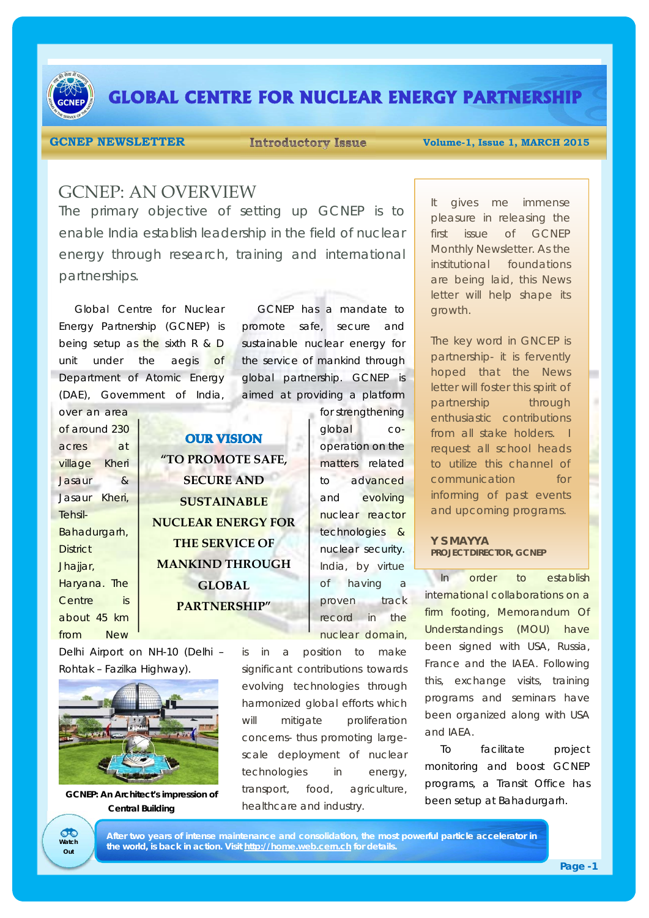# GLOBAL CENTRE FOR NUCLEAR ENERGY PARTNERSHIP

**GCNEP NEWSLETTER** | **Introductory Issue** | **Volume-1, Issue 1, MARCH 2015**

## GCNEP: AN OVERVIEW

The primary objective of setting up GCNEP is to enable India establish leadership in the field of nuclear energy through research, training and international partnerships.

Global Centre for Nuclear Energy Partnership (GCNEP) is being setup as the sixth R & D unit under the aegis of Department of Atomic Energy (DAE), Government of India, over an area of around 230 acres at village Kheri Jasaur & Jasaur Kheri, Tehsil-Bahadurgarh, District Jhajjar, Haryana. The Centre is about 45 km from New Delhi Airport on NH-10 (Delhi – Rohtak – Fazilka Highway).

GCNEP: An Architect's impression of Central Building

### OUR VISION

**"TO PROMOTE SAFE, SECURE AND SUSTAINABLE NUCLEAR ENERGY FOR THE SERVICE OF MANKIND THROUGH GLOBAL PARTNERSHIP"**

GCNEP has a mandate to promote safe, secure and sustainable nuclear energy for the service of mankind through global partnership. GCNEP is aimed at providing a platform for strengthening global co-operation on the matters related to advanced and evolving nuclear reactor technologies & nuclear security. India, by virtue of having a proven track record in the nuclear domain, is in a position to make significant contributions towards evolving technologies through harmonized global efforts which will mitigate proliferation concerns- thus promoting large-scale deployment of nuclear technologies in energy, transport, food, agriculture, healthcare and industry.

It gives me immense pleasure in releasing the first issue of GCNEP Monthly Newsletter. As the institutional foundations are being laid, this News letter will help shape its growth.

The key word in GNCEP is partnership- it is fervently hoped that the News letter will foster this spirit of partnership through enthusiastic contributions from all stake holders. I request all school heads to utilize this channel of communication for informing of past events and upcoming programs.

**Y S MAYYA**
**PROJECT DIRECTOR, GCNEP**

In order to establish international collaborations on a firm footing, Memorandum Of Understandings (MOU) have been signed with USA, Russia, France and the IAEA. Following this, exchange visits, training programs and seminars have been organized along with USA and IAEA.

To facilitate project monitoring and boost GCNEP programs, a Transit Office has been setup at Bahadurgarh.

**Watch Out**

**After two years of intense maintenance and consolidation, the most powerful particle accelerator in the world, is back in action. Visit http://home.web.cern.ch for details.**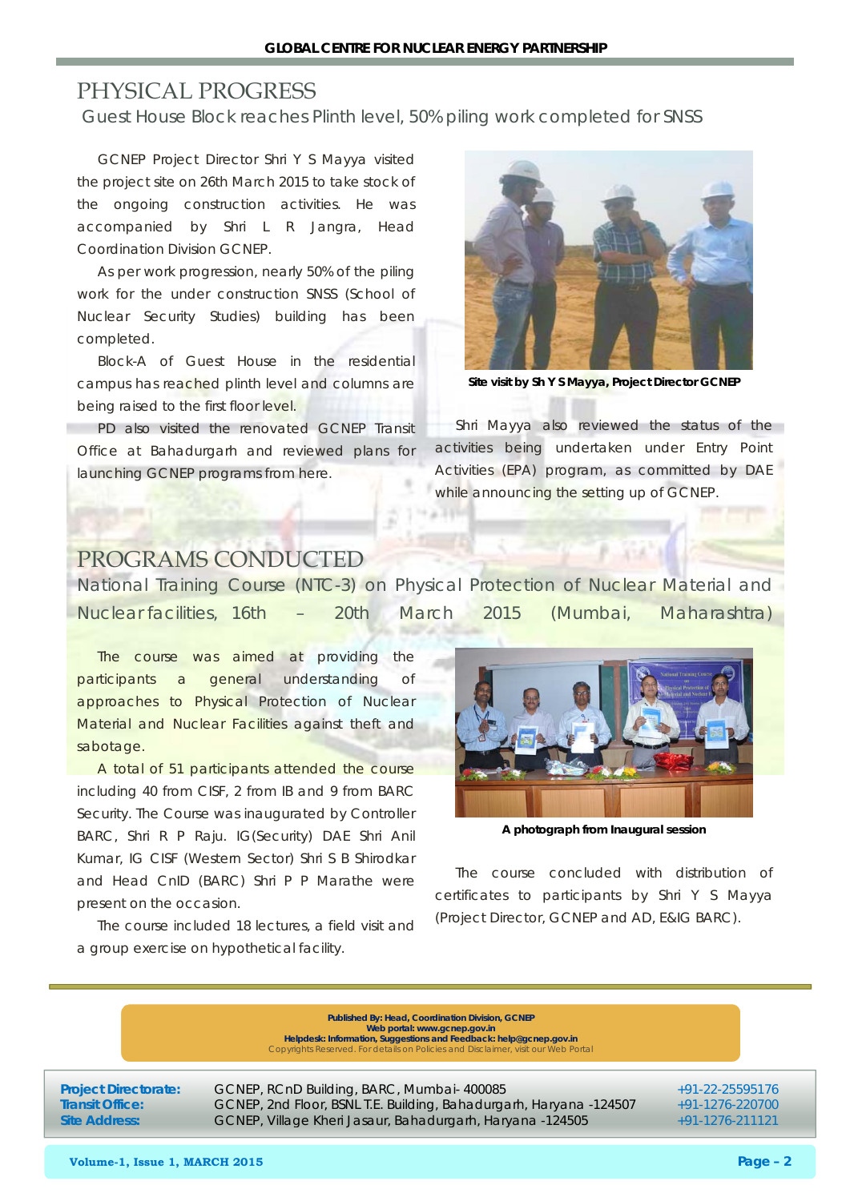# PHYSICAL PROGRESS

## Guest House Block reaches Plinth level, 50% piling work completed for SNSS

GCNEP Project Director Shri Y S Mayya visited the project site on 26th March 2015 to take stock of the ongoing construction activities. He was accompanied by Shri L R Jangra, Head Coordination Division GCNEP.

As per work progression, nearly 50% of the piling work for the under construction SNSS (School of Nuclear Security Studies) building has been completed.

Block-A of Guest House in the residential campus has reached plinth level and columns are being raised to the first floor level.

PD also visited the renovated GCNEP Transit Office at Bahadurgarh and reviewed plans for launching GCNEP programs from here.

**Site visit by Sh Y S Mayya, Project Director GCNEP**

Shri Mayya also reviewed the status of the activities being undertaken under Entry Point Activities (EPA) program, as committed by DAE while announcing the setting up of GCNEP.

# PROGRAMS CONDUCTED

## National Training Course (NTC-3) on Physical Protection of Nuclear Material and Nuclear facilities, 16th – 20th March 2015 (Mumbai, Maharashtra)

The course was aimed at providing the participants a general understanding of approaches to Physical Protection of Nuclear Material and Nuclear Facilities against theft and sabotage.

A total of 51 participants attended the course including 40 from CISF, 2 from IB and 9 from BARC Security. The Course was inaugurated by Controller BARC, Shri R P Raju. IG(Security) DAE Shri Anil Kumar, IG CISF (Western Sector) Shri S B Shirodkar and Head CnID (BARC) Shri P P Marathe were present on the occasion.

The course included 18 lectures, a field visit and a group exercise on hypothetical facility.

**A photograph from Inaugural session**

The course concluded with distribution of certificates to participants by Shri Y S Mayya (Project Director, GCNEP and AD, E&IG BARC).

**Published By: Head, Coordination Division, GCNEP**
**Web portal: www.gcnep.gov.in**
**Helpdesk: Information, Suggestions and Feedback: help@gcnep.gov.in**
Copyrights Reserved. For details on Policies and Disclaimer, visit our Web Portal

| | | |
|---|---|---|
| **Project Directorate:** | GCNEP, RCnD Building, BARC, Mumbai- 400085 | +91-22-25595176 |
| **Transit Office:** | GCNEP, 2nd Floor, BSNL T.E. Building, Bahadurgarh, Haryana -124507 | +91-1276-220700 |
| **Site Address:** | GCNEP, Village Kheri Jasaur, Bahadurgarh, Haryana -124505 | +91-1276-211121 |